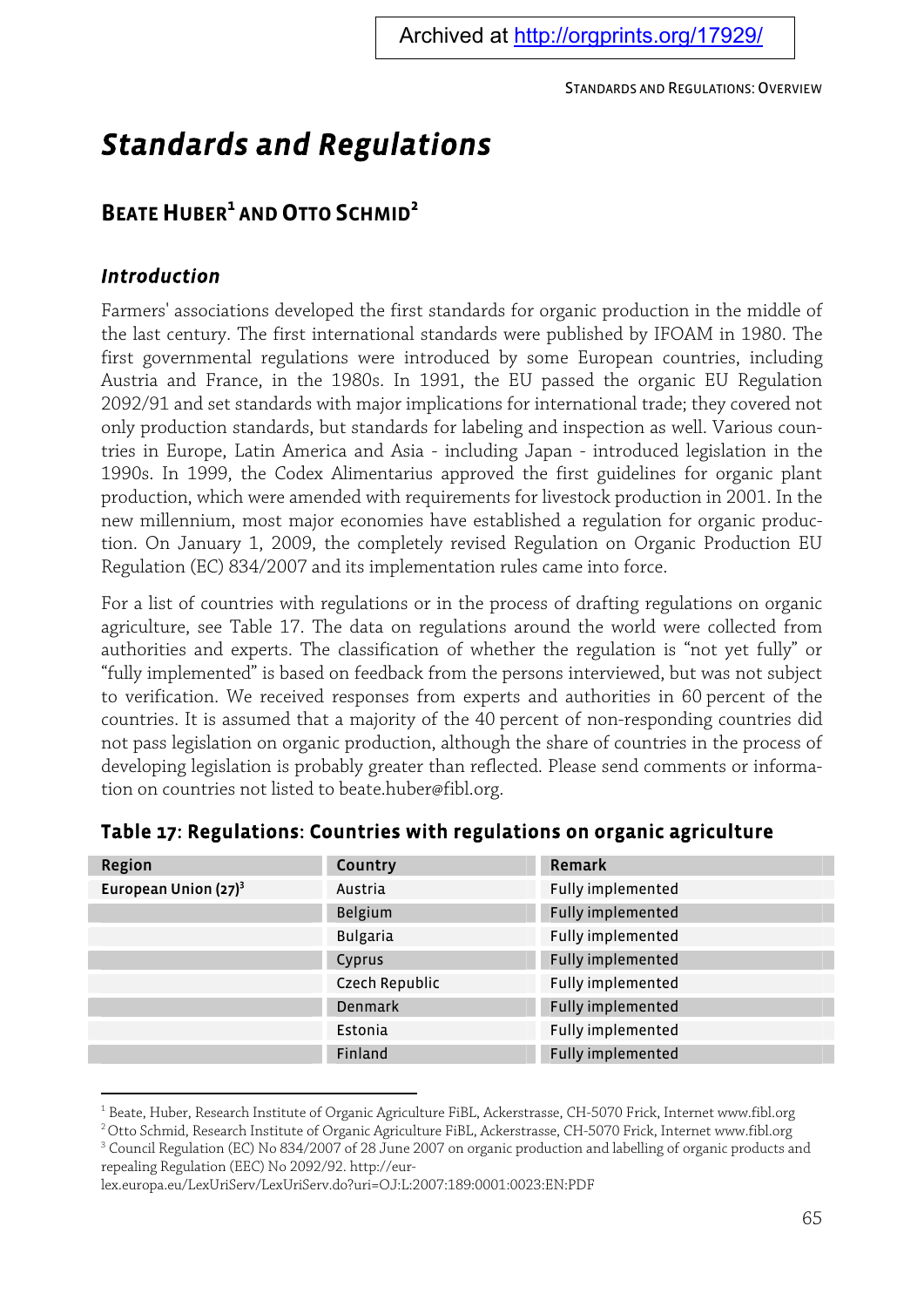Archived at http://orgprints.org/17929/

# Standards and Regulations

## Beate Huber[1] and Otto Schmid[2]

### Introduction

Farmers' associations developed the first standards for organic production in the middle of the last century. The first international standards were published by IFOAM in 1980. The first governmental regulations were introduced by some European countries, including Austria and France, in the 1980s. In 1991, the EU passed the organic EU Regulation 2092/91 and set standards with major implications for international trade; they covered not only production standards, but standards for labeling and inspection as well. Various countries in Europe, Latin America and Asia - including Japan - introduced legislation in the 1990s. In 1999, the Codex Alimentarius approved the first guidelines for organic plant production, which were amended with requirements for livestock production in 2001. In the new millennium, most major economies have established a regulation for organic production. On January 1, 2009, the completely revised Regulation on Organic Production EU Regulation (EC) 834/2007 and its implementation rules came into force.

For a list of countries with regulations or in the process of drafting regulations on organic agriculture, see Table 17. The data on regulations around the world were collected from authorities and experts. The classification of whether the regulation is "not yet fully" or "fully implemented" is based on feedback from the persons interviewed, but was not subject to verification. We received responses from experts and authorities in 60 percent of the countries. It is assumed that a majority of the 40 percent of non-responding countries did not pass legislation on organic production, although the share of countries in the process of developing legislation is probably greater than reflected. Please send comments or information on countries not listed to beate.huber@fibl.org.

**Table 17: Regulations: Countries with regulations on organic agriculture**

| Region | Country | Remark |
|---|---|---|
| European Union (27)[3] | Austria | Fully implemented |
| | Belgium | Fully implemented |
| | Bulgaria | Fully implemented |
| | Cyprus | Fully implemented |
| | Czech Republic | Fully implemented |
| | Denmark | Fully implemented |
| | Estonia | Fully implemented |
| | Finland | Fully implemented |

[1] Beate, Huber, Research Institute of Organic Agriculture FiBL, Ackerstrasse, CH-5070 Frick, Internet www.fibl.org

[2] Otto Schmid, Research Institute of Organic Agriculture FiBL, Ackerstrasse, CH-5070 Frick, Internet www.fibl.org

[3] Council Regulation (EC) No 834/2007 of 28 June 2007 on organic production and labelling of organic products and repealing Regulation (EEC) No 2092/92. http://eur-lex.europa.eu/LexUriServ/LexUriServ.do?uri=OJ:L:2007:189:0001:0023:EN:PDF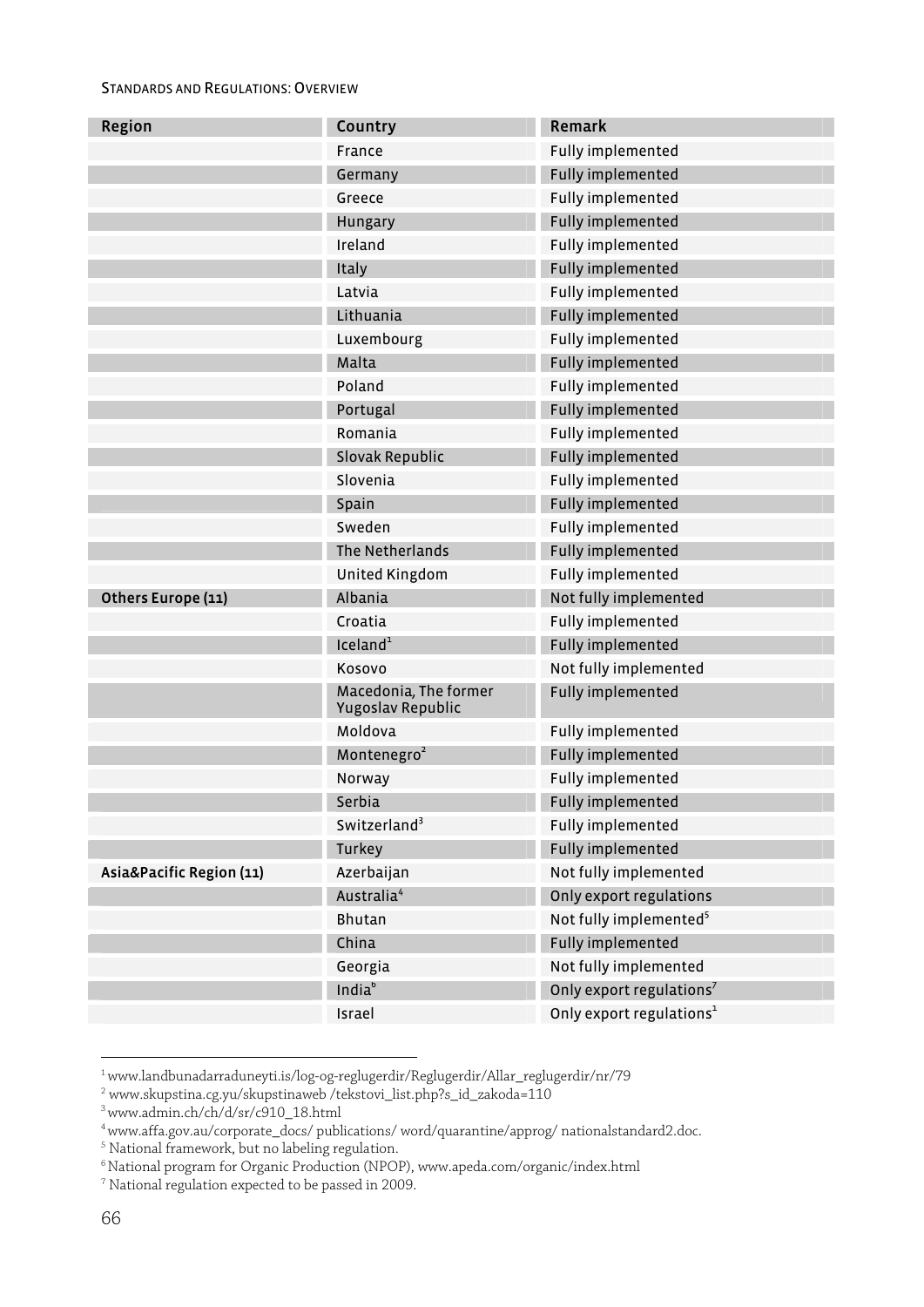| Region | Country | Remark |
|---|---|---|
| | France | Fully implemented |
| | Germany | Fully implemented |
| | Greece | Fully implemented |
| | Hungary | Fully implemented |
| | Ireland | Fully implemented |
| | Italy | Fully implemented |
| | Latvia | Fully implemented |
| | Lithuania | Fully implemented |
| | Luxembourg | Fully implemented |
| | Malta | Fully implemented |
| | Poland | Fully implemented |
| | Portugal | Fully implemented |
| | Romania | Fully implemented |
| | Slovak Republic | Fully implemented |
| | Slovenia | Fully implemented |
| | Spain | Fully implemented |
| | Sweden | Fully implemented |
| | The Netherlands | Fully implemented |
| | United Kingdom | Fully implemented |
| **Others Europe (11)** | Albania | Not fully implemented |
| | Croatia | Fully implemented |
| | Iceland[1] | Fully implemented |
| | Kosovo | Not fully implemented |
| | Macedonia, The former Yugoslav Republic | Fully implemented |
| | Moldova | Fully implemented |
| | Montenegro[2] | Fully implemented |
| | Norway | Fully implemented |
| | Serbia | Fully implemented |
| | Switzerland[3] | Fully implemented |
| | Turkey | Fully implemented |
| **Asia&Pacific Region (11)** | Azerbaijan | Not fully implemented |
| | Australia[4] | Only export regulations |
| | Bhutan | Not fully implemented[5] |
| | China | Fully implemented |
| | Georgia | Not fully implemented |
| | India[6] | Only export regulations[7] |
| | Israel | Only export regulations[1] |

[1] www.landbunadarraduneyti.is/log-og-reglugerdir/Reglugerdir/Allar_reglugerdir/nr/79

[2] www.skupstina.cg.yu/skupstinaweb /tekstovi_list.php?s_id_zakoda=110

[3] www.admin.ch/ch/d/sr/c910_18.html

[4] www.affa.gov.au/corporate_docs/ publications/ word/quarantine/approg/ nationalstandard2.doc.

[5] National framework, but no labeling regulation.

[6] National program for Organic Production (NPOP), www.apeda.com/organic/index.html

[7] National regulation expected to be passed in 2009.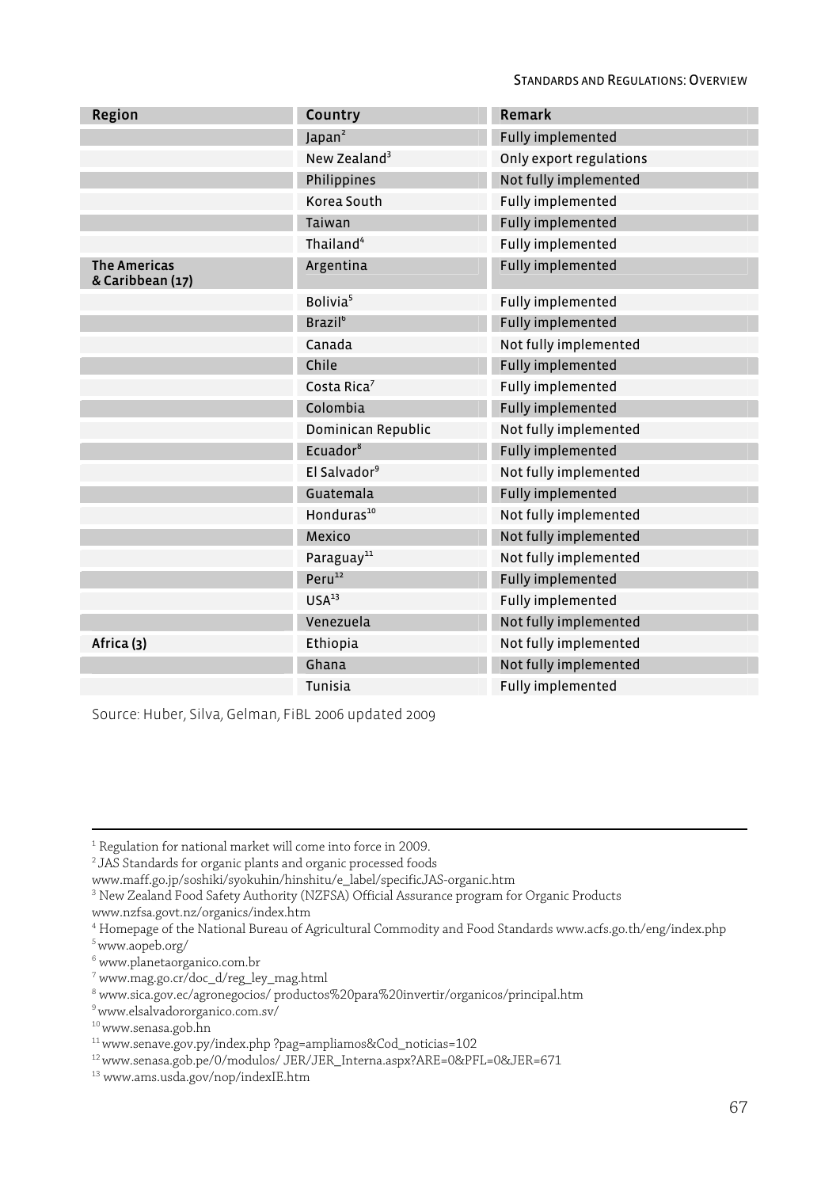| Region | Country | Remark |
|---|---|---|
| | Japan[2] | Fully implemented |
| | New Zealand[3] | Only export regulations |
| | Philippines | Not fully implemented |
| | Korea South | Fully implemented |
| | Taiwan | Fully implemented |
| | Thailand[4] | Fully implemented |
| **The Americas & Caribbean (17)** | Argentina | Fully implemented |
| | Bolivia[5] | Fully implemented |
| | Brazil[6] | Fully implemented |
| | Canada | Not fully implemented |
| | Chile | Fully implemented |
| | Costa Rica[7] | Fully implemented |
| | Colombia | Fully implemented |
| | Dominican Republic | Not fully implemented |
| | Ecuador[8] | Fully implemented |
| | El Salvador[9] | Not fully implemented |
| | Guatemala | Fully implemented |
| | Honduras[10] | Not fully implemented |
| | Mexico | Not fully implemented |
| | Paraguay[11] | Not fully implemented |
| | Peru[12] | Fully implemented |
| | USA[13] | Fully implemented |
| | Venezuela | Not fully implemented |
| **Africa (3)** | Ethiopia | Not fully implemented |
| | Ghana | Not fully implemented |
| | Tunisia | Fully implemented |

Source: Huber, Silva, Gelman, FiBL 2006 updated 2009

---

[1] Regulation for national market will come into force in 2009.

[2] JAS Standards for organic plants and organic processed foods www.maff.go.jp/soshiki/syokuhin/hinshitu/e_label/specificJAS-organic.htm

[3] New Zealand Food Safety Authority (NZFSA) Official Assurance program for Organic Products www.nzfsa.govt.nz/organics/index.htm

[4] Homepage of the National Bureau of Agricultural Commodity and Food Standards www.acfs.go.th/eng/index.php

[5] www.aopeb.org/

[6] www.planetaorganico.com.br

[7] www.mag.go.cr/doc_d/reg_ley_mag.html

[8] www.sica.gov.ec/agronegocios/ productos%20para%20invertir/organicos/principal.htm

[9] www.elsalvadororganico.com.sv/

[10] www.senasa.gob.hn

[11] www.senave.gov.py/index.php ?pag=ampliamos&Cod_noticias=102

[12] www.senasa.gob.pe/0/modulos/ JER/JER_Interna.aspx?ARE=0&PFL=0&JER=671

[13] www.ams.usda.gov/nop/indexIE.htm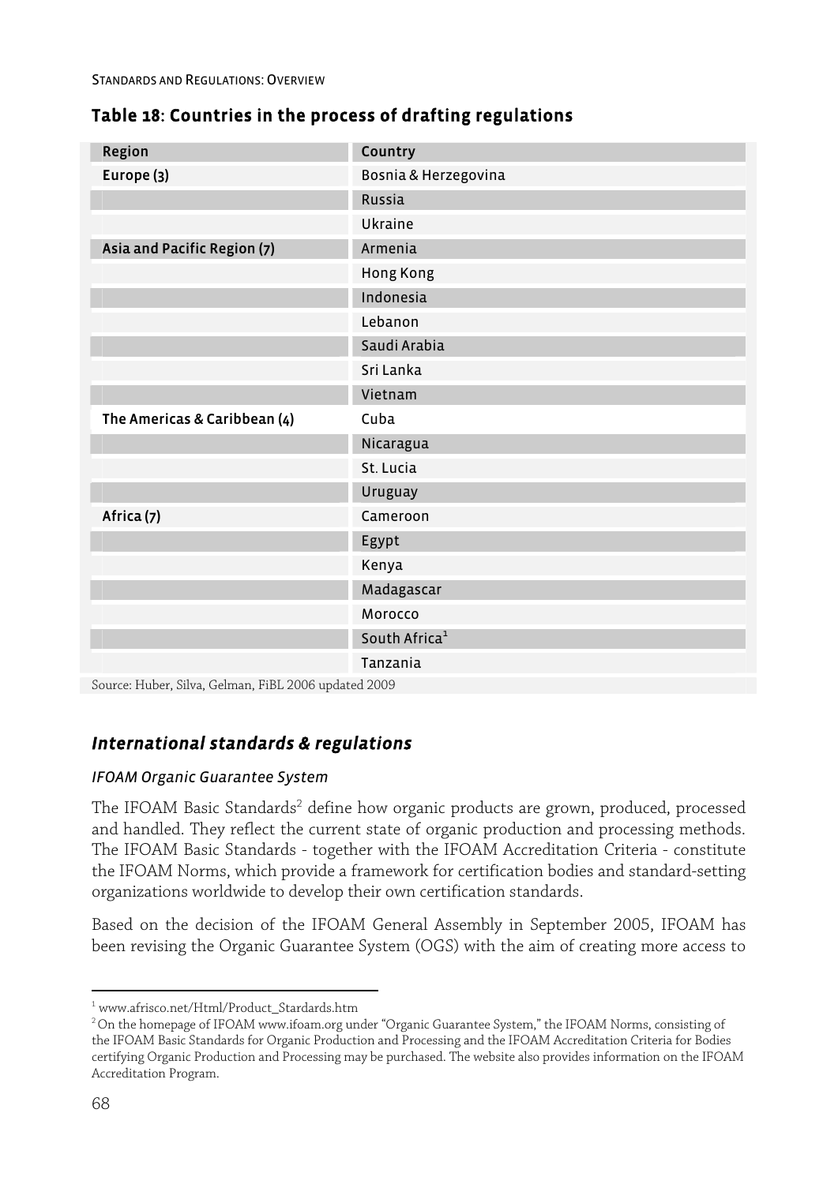## Table 18: Countries in the process of drafting regulations

| Region | Country |
|---|---|
| Europe (3) | Bosnia & Herzegovina |
| | Russia |
| | Ukraine |
| Asia and Pacific Region (7) | Armenia |
| | Hong Kong |
| | Indonesia |
| | Lebanon |
| | Saudi Arabia |
| | Sri Lanka |
| | Vietnam |
| The Americas & Caribbean (4) | Cuba |
| | Nicaragua |
| | St. Lucia |
| | Uruguay |
| Africa (7) | Cameroon |
| | Egypt |
| | Kenya |
| | Madagascar |
| | Morocco |
| | South Africa[1] |
| | Tanzania |

Source: Huber, Silva, Gelman, FiBL 2006 updated 2009

## *International standards & regulations*

### *IFOAM Organic Guarantee System*

The IFOAM Basic Standards[2] define how organic products are grown, produced, processed and handled. They reflect the current state of organic production and processing methods. The IFOAM Basic Standards - together with the IFOAM Accreditation Criteria - constitute the IFOAM Norms, which provide a framework for certification bodies and standard-setting organizations worldwide to develop their own certification standards.

Based on the decision of the IFOAM General Assembly in September 2005, IFOAM has been revising the Organic Guarantee System (OGS) with the aim of creating more access to

---

[1] www.afrisco.net/Html/Product_Stardards.htm

[2] On the homepage of IFOAM www.ifoam.org under "Organic Guarantee System," the IFOAM Norms, consisting of the IFOAM Basic Standards for Organic Production and Processing and the IFOAM Accreditation Criteria for Bodies certifying Organic Production and Processing may be purchased. The website also provides information on the IFOAM Accreditation Program.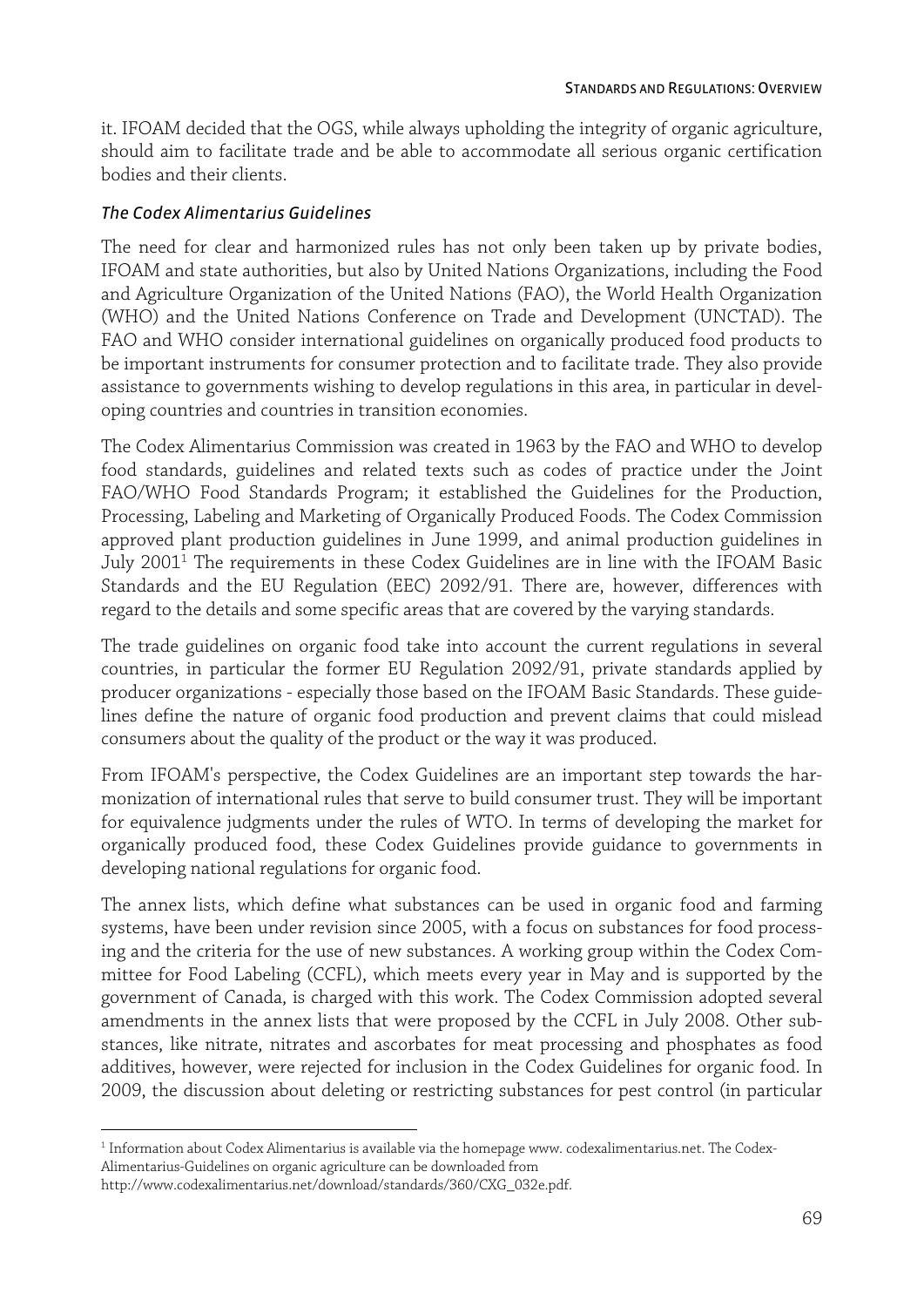it. IFOAM decided that the OGS, while always upholding the integrity of organic agriculture, should aim to facilitate trade and be able to accommodate all serious organic certification bodies and their clients.

### *The Codex Alimentarius Guidelines*

The need for clear and harmonized rules has not only been taken up by private bodies, IFOAM and state authorities, but also by United Nations Organizations, including the Food and Agriculture Organization of the United Nations (FAO), the World Health Organization (WHO) and the United Nations Conference on Trade and Development (UNCTAD). The FAO and WHO consider international guidelines on organically produced food products to be important instruments for consumer protection and to facilitate trade. They also provide assistance to governments wishing to develop regulations in this area, in particular in developing countries and countries in transition economies.

The Codex Alimentarius Commission was created in 1963 by the FAO and WHO to develop food standards, guidelines and related texts such as codes of practice under the Joint FAO/WHO Food Standards Program; it established the Guidelines for the Production, Processing, Labeling and Marketing of Organically Produced Foods. The Codex Commission approved plant production guidelines in June 1999, and animal production guidelines in July 2001[1] The requirements in these Codex Guidelines are in line with the IFOAM Basic Standards and the EU Regulation (EEC) 2092/91. There are, however, differences with regard to the details and some specific areas that are covered by the varying standards.

The trade guidelines on organic food take into account the current regulations in several countries, in particular the former EU Regulation 2092/91, private standards applied by producer organizations - especially those based on the IFOAM Basic Standards. These guidelines define the nature of organic food production and prevent claims that could mislead consumers about the quality of the product or the way it was produced.

From IFOAM's perspective, the Codex Guidelines are an important step towards the harmonization of international rules that serve to build consumer trust. They will be important for equivalence judgments under the rules of WTO. In terms of developing the market for organically produced food, these Codex Guidelines provide guidance to governments in developing national regulations for organic food.

The annex lists, which define what substances can be used in organic food and farming systems, have been under revision since 2005, with a focus on substances for food processing and the criteria for the use of new substances. A working group within the Codex Committee for Food Labeling (CCFL), which meets every year in May and is supported by the government of Canada, is charged with this work. The Codex Commission adopted several amendments in the annex lists that were proposed by the CCFL in July 2008. Other substances, like nitrate, nitrates and ascorbates for meat processing and phosphates as food additives, however, were rejected for inclusion in the Codex Guidelines for organic food. In 2009, the discussion about deleting or restricting substances for pest control (in particular

[1] Information about Codex Alimentarius is available via the homepage www. codexalimentarius.net. The Codex-Alimentarius-Guidelines on organic agriculture can be downloaded from http://www.codexalimentarius.net/download/standards/360/CXG_032e.pdf.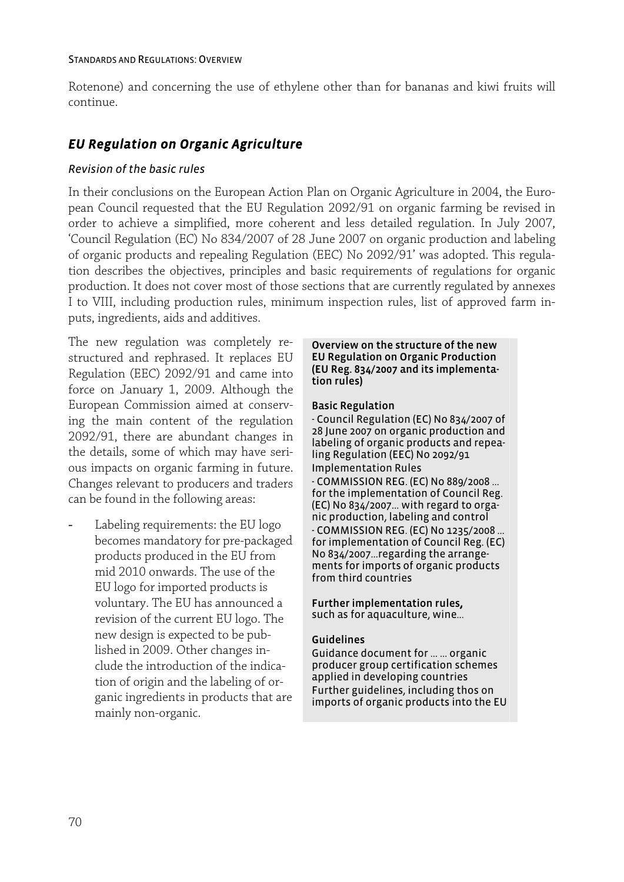Rotenone) and concerning the use of ethylene other than for bananas and kiwi fruits will continue.

## *EU Regulation on Organic Agriculture*

### *Revision of the basic rules*

In their conclusions on the European Action Plan on Organic Agriculture in 2004, the European Council requested that the EU Regulation 2092/91 on organic farming be revised in order to achieve a simplified, more coherent and less detailed regulation. In July 2007, 'Council Regulation (EC) No 834/2007 of 28 June 2007 on organic production and labeling of organic products and repealing Regulation (EEC) No 2092/91' was adopted. This regulation describes the objectives, principles and basic requirements of regulations for organic production. It does not cover most of those sections that are currently regulated by annexes I to VIII, including production rules, minimum inspection rules, list of approved farm inputs, ingredients, aids and additives.

The new regulation was completely restructured and rephrased. It replaces EU Regulation (EEC) 2092/91 and came into force on January 1, 2009. Although the European Commission aimed at conserving the main content of the regulation 2092/91, there are abundant changes in the details, some of which may have serious impacts on organic farming in future. Changes relevant to producers and traders can be found in the following areas:

- Labeling requirements: the EU logo becomes mandatory for pre-packaged products produced in the EU from mid 2010 onwards. The use of the EU logo for imported products is voluntary. The EU has announced a revision of the current EU logo. The new design is expected to be published in 2009. Other changes include the introduction of the indication of origin and the labeling of organic ingredients in products that are mainly non-organic.

**Overview on the structure of the new EU Regulation on Organic Production (EU Reg. 834/2007 and its implementation rules)**

**Basic Regulation**

- Council Regulation (EC) No 834/2007 of 28 June 2007 on organic production and labeling of organic products and repealing Regulation (EEC) No 2092/91

Implementation Rules

- COMMISSION REG. (EC) No 889/2008 … for the implementation of Council Reg. (EC) No 834/2007… with regard to organic production, labeling and control
- COMMISSION REG. (EC) No 1235/2008 … for implementation of Council Reg. (EC) No 834/2007…regarding the arrangements for imports of organic products from third countries

**Further implementation rules,** such as for aquaculture, wine…

**Guidelines**

Guidance document for … … organic producer group certification schemes applied in developing countries

Further guidelines, including thos on imports of organic products into the EU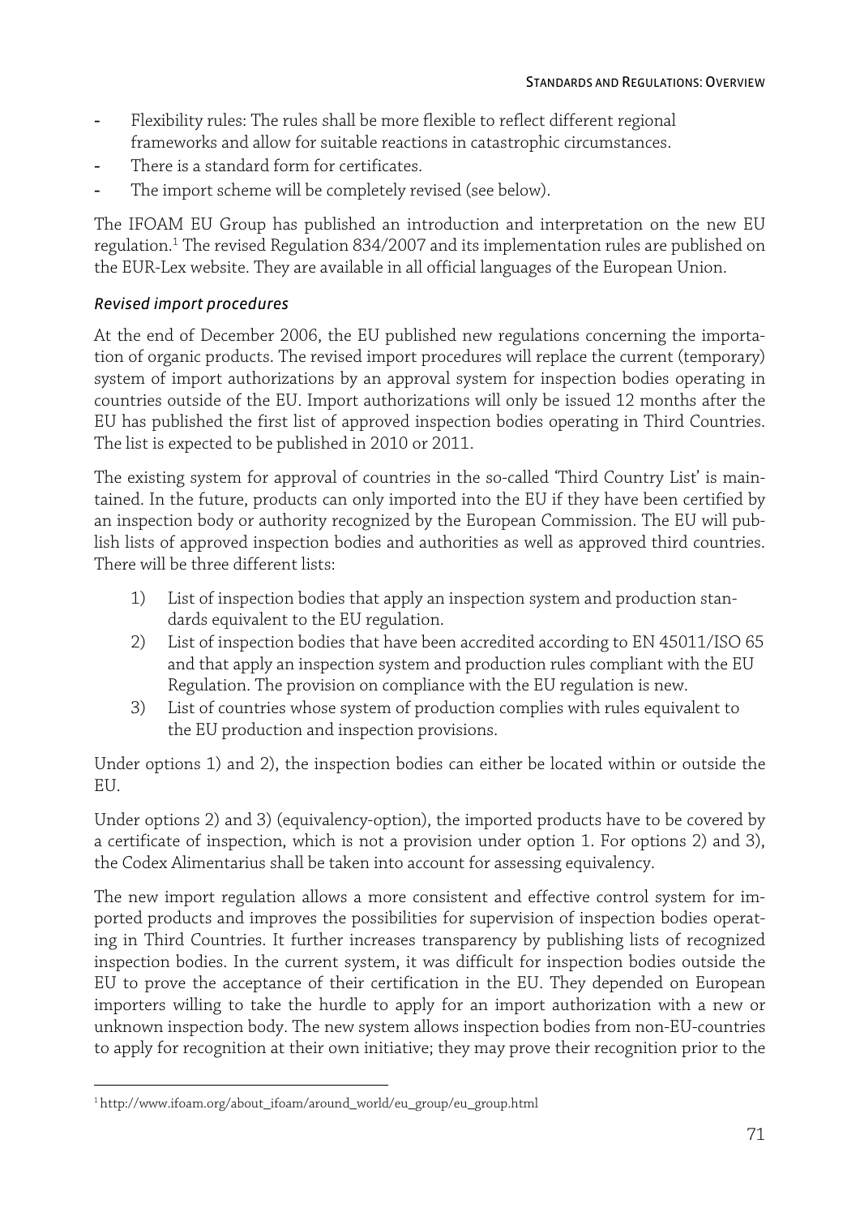- Flexibility rules: The rules shall be more flexible to reflect different regional frameworks and allow for suitable reactions in catastrophic circumstances.
- There is a standard form for certificates.
- The import scheme will be completely revised (see below).

The IFOAM EU Group has published an introduction and interpretation on the new EU regulation.[1] The revised Regulation 834/2007 and its implementation rules are published on the EUR-Lex website. They are available in all official languages of the European Union.

### *Revised import procedures*

At the end of December 2006, the EU published new regulations concerning the importation of organic products. The revised import procedures will replace the current (temporary) system of import authorizations by an approval system for inspection bodies operating in countries outside of the EU. Import authorizations will only be issued 12 months after the EU has published the first list of approved inspection bodies operating in Third Countries. The list is expected to be published in 2010 or 2011.

The existing system for approval of countries in the so-called 'Third Country List' is maintained. In the future, products can only imported into the EU if they have been certified by an inspection body or authority recognized by the European Commission. The EU will publish lists of approved inspection bodies and authorities as well as approved third countries. There will be three different lists:

1) List of inspection bodies that apply an inspection system and production standards equivalent to the EU regulation.
2) List of inspection bodies that have been accredited according to EN 45011/ISO 65 and that apply an inspection system and production rules compliant with the EU Regulation. The provision on compliance with the EU regulation is new.
3) List of countries whose system of production complies with rules equivalent to the EU production and inspection provisions.

Under options 1) and 2), the inspection bodies can either be located within or outside the EU.

Under options 2) and 3) (equivalency-option), the imported products have to be covered by a certificate of inspection, which is not a provision under option 1. For options 2) and 3), the Codex Alimentarius shall be taken into account for assessing equivalency.

The new import regulation allows a more consistent and effective control system for imported products and improves the possibilities for supervision of inspection bodies operating in Third Countries. It further increases transparency by publishing lists of recognized inspection bodies. In the current system, it was difficult for inspection bodies outside the EU to prove the acceptance of their certification in the EU. They depended on European importers willing to take the hurdle to apply for an import authorization with a new or unknown inspection body. The new system allows inspection bodies from non-EU-countries to apply for recognition at their own initiative; they may prove their recognition prior to the

---

[1] http://www.ifoam.org/about_ifoam/around_world/eu_group/eu_group.html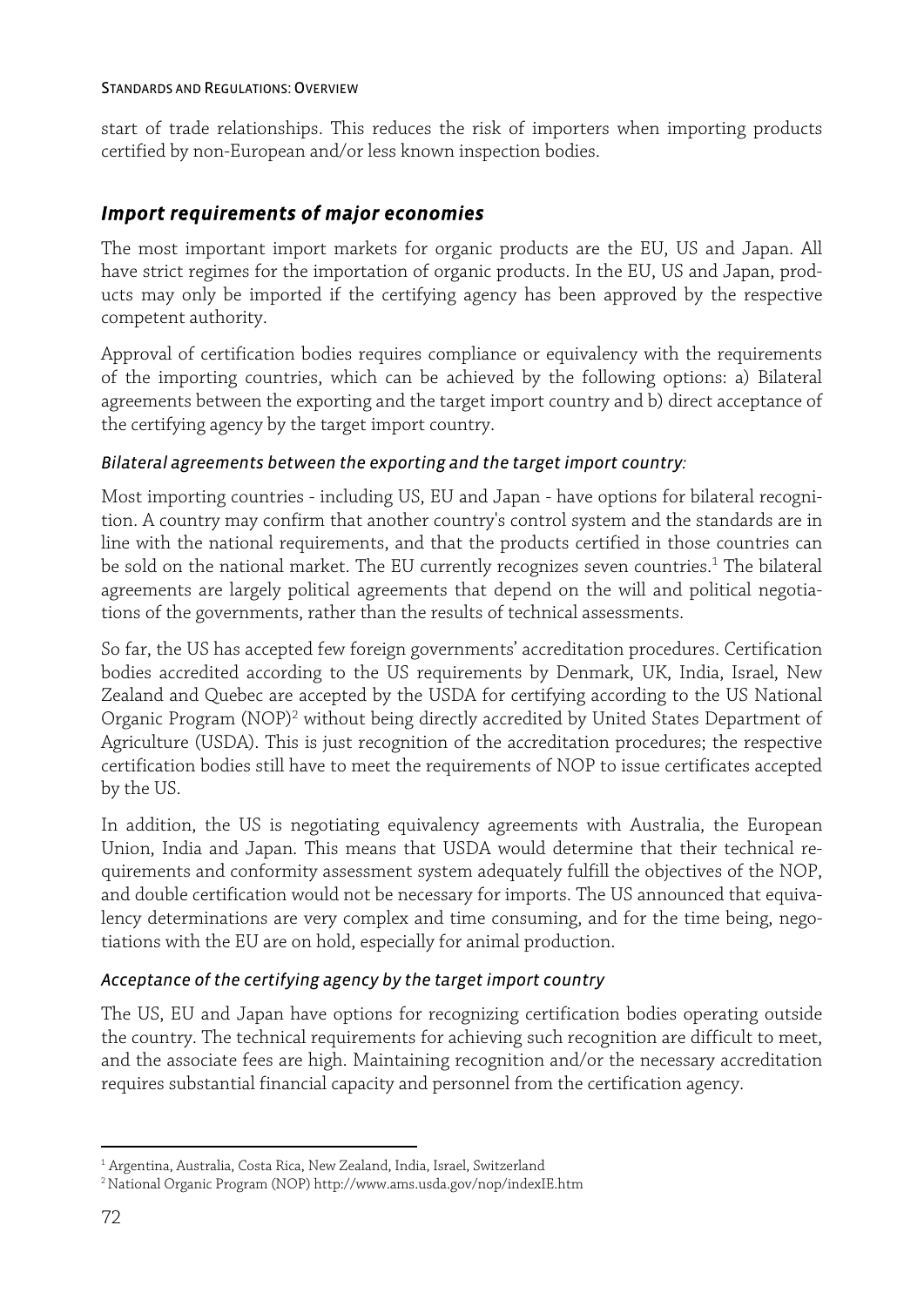start of trade relationships. This reduces the risk of importers when importing products certified by non-European and/or less known inspection bodies.

## Import requirements of major economies

The most important import markets for organic products are the EU, US and Japan. All have strict regimes for the importation of organic products. In the EU, US and Japan, products may only be imported if the certifying agency has been approved by the respective competent authority.

Approval of certification bodies requires compliance or equivalency with the requirements of the importing countries, which can be achieved by the following options: a) Bilateral agreements between the exporting and the target import country and b) direct acceptance of the certifying agency by the target import country.

### *Bilateral agreements between the exporting and the target import country:*

Most importing countries - including US, EU and Japan - have options for bilateral recognition. A country may confirm that another country's control system and the standards are in line with the national requirements, and that the products certified in those countries can be sold on the national market. The EU currently recognizes seven countries.[1] The bilateral agreements are largely political agreements that depend on the will and political negotiations of the governments, rather than the results of technical assessments.

So far, the US has accepted few foreign governments' accreditation procedures. Certification bodies accredited according to the US requirements by Denmark, UK, India, Israel, New Zealand and Quebec are accepted by the USDA for certifying according to the US National Organic Program (NOP)[2] without being directly accredited by United States Department of Agriculture (USDA). This is just recognition of the accreditation procedures; the respective certification bodies still have to meet the requirements of NOP to issue certificates accepted by the US.

In addition, the US is negotiating equivalency agreements with Australia, the European Union, India and Japan. This means that USDA would determine that their technical requirements and conformity assessment system adequately fulfill the objectives of the NOP, and double certification would not be necessary for imports. The US announced that equivalency determinations are very complex and time consuming, and for the time being, negotiations with the EU are on hold, especially for animal production.

### *Acceptance of the certifying agency by the target import country*

The US, EU and Japan have options for recognizing certification bodies operating outside the country. The technical requirements for achieving such recognition are difficult to meet, and the associate fees are high. Maintaining recognition and/or the necessary accreditation requires substantial financial capacity and personnel from the certification agency.

---

[1] Argentina, Australia, Costa Rica, New Zealand, India, Israel, Switzerland

[2] National Organic Program (NOP) http://www.ams.usda.gov/nop/indexIE.htm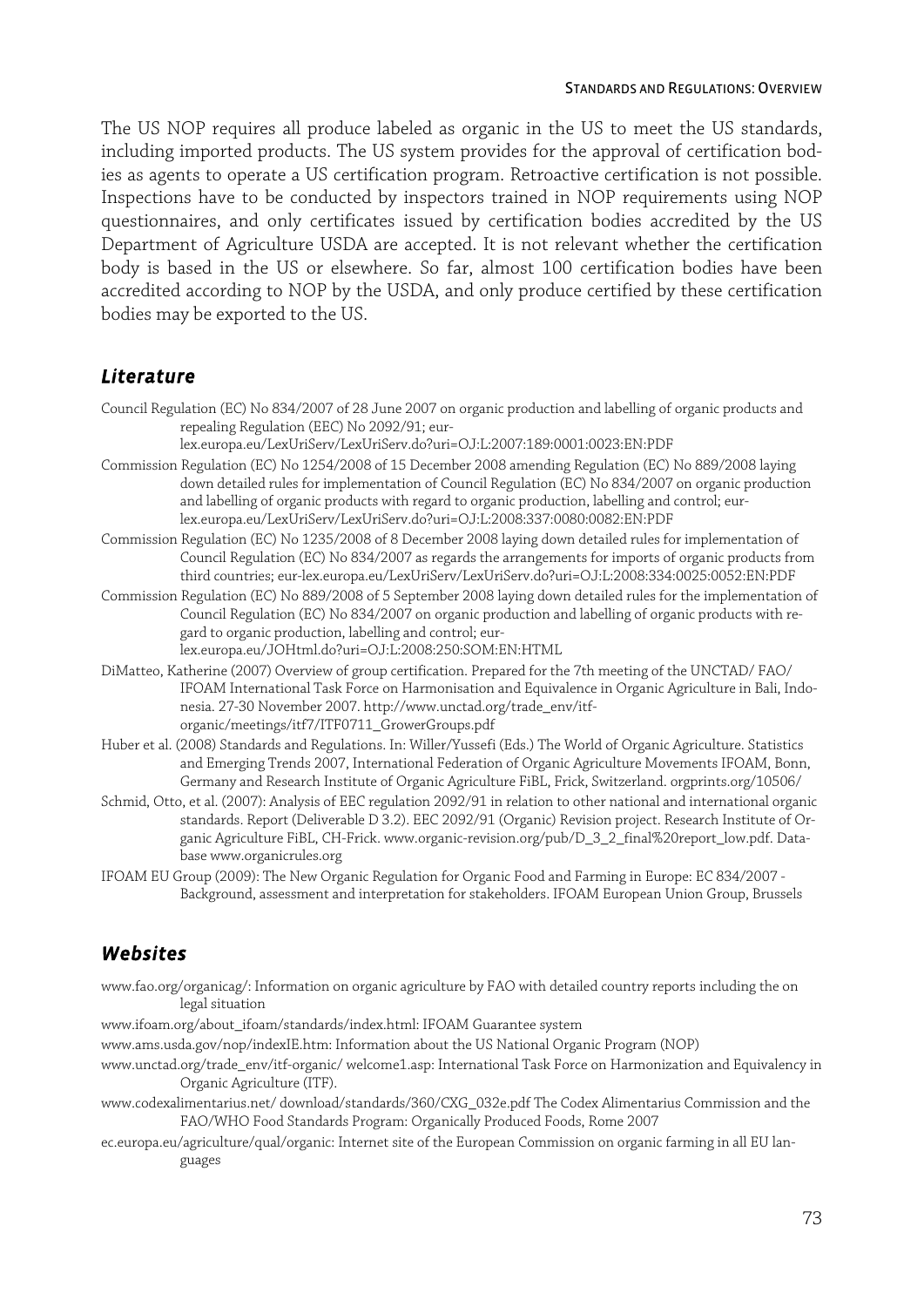The US NOP requires all produce labeled as organic in the US to meet the US standards, including imported products. The US system provides for the approval of certification bodies as agents to operate a US certification program. Retroactive certification is not possible. Inspections have to be conducted by inspectors trained in NOP requirements using NOP questionnaires, and only certificates issued by certification bodies accredited by the US Department of Agriculture USDA are accepted. It is not relevant whether the certification body is based in the US or elsewhere. So far, almost 100 certification bodies have been accredited according to NOP by the USDA, and only produce certified by these certification bodies may be exported to the US.

## Literature

Council Regulation (EC) No 834/2007 of 28 June 2007 on organic production and labelling of organic products and repealing Regulation (EEC) No 2092/91; eur-lex.europa.eu/LexUriServ/LexUriServ.do?uri=OJ:L:2007:189:0001:0023:EN:PDF

Commission Regulation (EC) No 1254/2008 of 15 December 2008 amending Regulation (EC) No 889/2008 laying down detailed rules for implementation of Council Regulation (EC) No 834/2007 on organic production and labelling of organic products with regard to organic production, labelling and control; eur-lex.europa.eu/LexUriServ/LexUriServ.do?uri=OJ:L:2008:337:0080:0082:EN:PDF

Commission Regulation (EC) No 1235/2008 of 8 December 2008 laying down detailed rules for implementation of Council Regulation (EC) No 834/2007 as regards the arrangements for imports of organic products from third countries; eur-lex.europa.eu/LexUriServ/LexUriServ.do?uri=OJ:L:2008:334:0025:0052:EN:PDF

Commission Regulation (EC) No 889/2008 of 5 September 2008 laying down detailed rules for the implementation of Council Regulation (EC) No 834/2007 on organic production and labelling of organic products with regard to organic production, labelling and control; eur-lex.europa.eu/JOHtml.do?uri=OJ:L:2008:250:SOM:EN:HTML

DiMatteo, Katherine (2007) Overview of group certification. Prepared for the 7th meeting of the UNCTAD/ FAO/ IFOAM International Task Force on Harmonisation and Equivalence in Organic Agriculture in Bali, Indonesia. 27-30 November 2007. http://www.unctad.org/trade_env/itf-organic/meetings/itf7/ITF0711_GrowerGroups.pdf

Huber et al. (2008) Standards and Regulations. In: Willer/Yussefi (Eds.) The World of Organic Agriculture. Statistics and Emerging Trends 2007, International Federation of Organic Agriculture Movements IFOAM, Bonn, Germany and Research Institute of Organic Agriculture FiBL, Frick, Switzerland. orgprints.org/10506/

Schmid, Otto, et al. (2007): Analysis of EEC regulation 2092/91 in relation to other national and international organic standards. Report (Deliverable D 3.2). EEC 2092/91 (Organic) Revision project. Research Institute of Organic Agriculture FiBL, CH-Frick. www.organic-revision.org/pub/D_3_2_final%20report_low.pdf. Database www.organicrules.org

IFOAM EU Group (2009): The New Organic Regulation for Organic Food and Farming in Europe: EC 834/2007 - Background, assessment and interpretation for stakeholders. IFOAM European Union Group, Brussels

## Websites

www.fao.org/organicag/: Information on organic agriculture by FAO with detailed country reports including the on legal situation

www.ifoam.org/about_ifoam/standards/index.html: IFOAM Guarantee system

www.ams.usda.gov/nop/indexIE.htm: Information about the US National Organic Program (NOP)

www.unctad.org/trade_env/itf-organic/ welcome1.asp: International Task Force on Harmonization and Equivalency in Organic Agriculture (ITF).

www.codexalimentarius.net/ download/standards/360/CXG_032e.pdf The Codex Alimentarius Commission and the FAO/WHO Food Standards Program: Organically Produced Foods, Rome 2007

ec.europa.eu/agriculture/qual/organic: Internet site of the European Commission on organic farming in all EU languages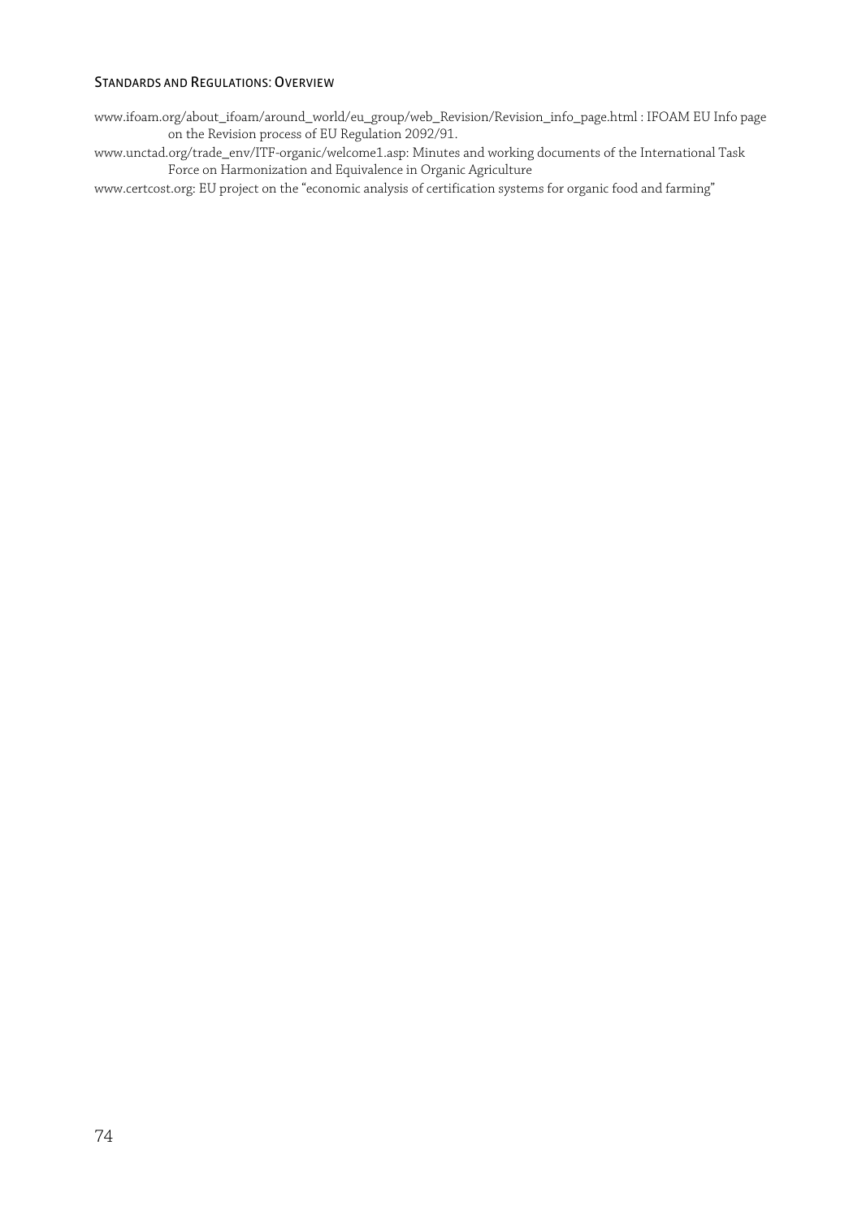## Standards and Regulations: Overview

www.ifoam.org/about_ifoam/around_world/eu_group/web_Revision/Revision_info_page.html : IFOAM EU Info page on the Revision process of EU Regulation 2092/91.

www.unctad.org/trade_env/ITF-organic/welcome1.asp: Minutes and working documents of the International Task Force on Harmonization and Equivalence in Organic Agriculture

www.certcost.org: EU project on the "economic analysis of certification systems for organic food and farming"